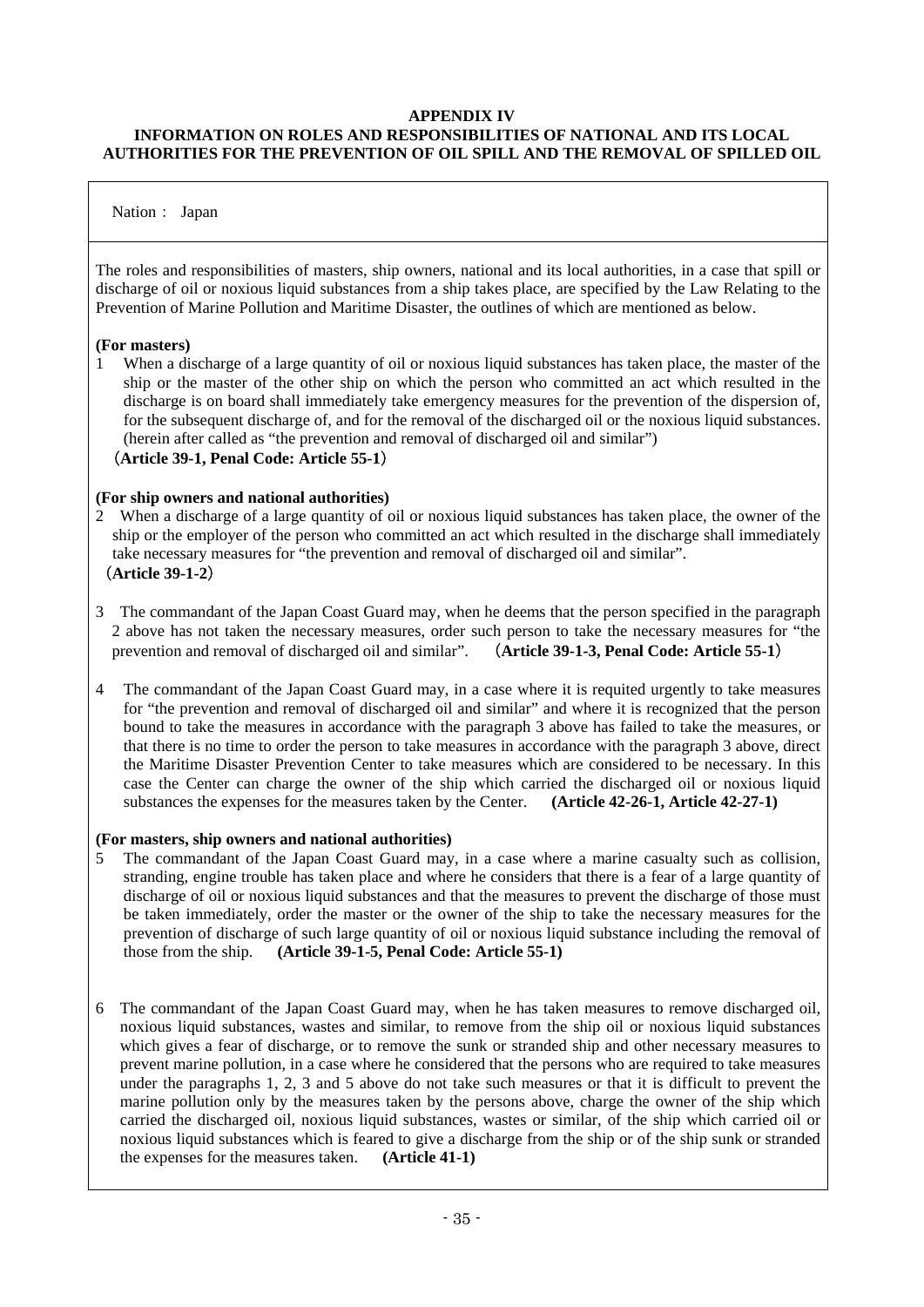**APPENDIX IV**

**INFORMATION ON ROLES AND RESPONSIBILITIES OF NATIONAL AND ITS LOCAL AUTHORITIES FOR THE PREVENTION OF OIL SPILL AND THE REMOVAL OF SPILLED OIL**

Nation： Japan

The roles and responsibilities of masters, ship owners, national and its local authorities, in a case that spill or discharge of oil or noxious liquid substances from a ship takes place, are specified by the Law Relating to the Prevention of Marine Pollution and Maritime Disaster, the outlines of which are mentioned as below.

**(For masters)**

1 When a discharge of a large quantity of oil or noxious liquid substances has taken place, the master of the ship or the master of the other ship on which the person who committed an act which resulted in the discharge is on board shall immediately take emergency measures for the prevention of the dispersion of, for the subsequent discharge of, and for the removal of the discharged oil or the noxious liquid substances. (herein after called as "the prevention and removal of discharged oil and similar")
**（Article 39-1, Penal Code: Article 55-1）**

**(For ship owners and national authorities)**

2 When a discharge of a large quantity of oil or noxious liquid substances has taken place, the owner of the ship or the employer of the person who committed an act which resulted in the discharge shall immediately take necessary measures for "the prevention and removal of discharged oil and similar".
**（Article 39-1-2）**

3 The commandant of the Japan Coast Guard may, when he deems that the person specified in the paragraph 2 above has not taken the necessary measures, order such person to take the necessary measures for "the prevention and removal of discharged oil and similar". **（Article 39-1-3, Penal Code: Article 55-1）**

4 The commandant of the Japan Coast Guard may, in a case where it is requited urgently to take measures for "the prevention and removal of discharged oil and similar" and where it is recognized that the person bound to take the measures in accordance with the paragraph 3 above has failed to take the measures, or that there is no time to order the person to take measures in accordance with the paragraph 3 above, direct the Maritime Disaster Prevention Center to take measures which are considered to be necessary. In this case the Center can charge the owner of the ship which carried the discharged oil or noxious liquid substances the expenses for the measures taken by the Center. **(Article 42-26-1, Article 42-27-1)**

**(For masters, ship owners and national authorities)**

5 The commandant of the Japan Coast Guard may, in a case where a marine casualty such as collision, stranding, engine trouble has taken place and where he considers that there is a fear of a large quantity of discharge of oil or noxious liquid substances and that the measures to prevent the discharge of those must be taken immediately, order the master or the owner of the ship to take the necessary measures for the prevention of discharge of such large quantity of oil or noxious liquid substance including the removal of those from the ship. **(Article 39-1-5, Penal Code: Article 55-1)**

6 The commandant of the Japan Coast Guard may, when he has taken measures to remove discharged oil, noxious liquid substances, wastes and similar, to remove from the ship oil or noxious liquid substances which gives a fear of discharge, or to remove the sunk or stranded ship and other necessary measures to prevent marine pollution, in a case where he considered that the persons who are required to take measures under the paragraphs 1, 2, 3 and 5 above do not take such measures or that it is difficult to prevent the marine pollution only by the measures taken by the persons above, charge the owner of the ship which carried the discharged oil, noxious liquid substances, wastes or similar, of the ship which carried oil or noxious liquid substances which is feared to give a discharge from the ship or of the ship sunk or stranded the expenses for the measures taken. **(Article 41-1)**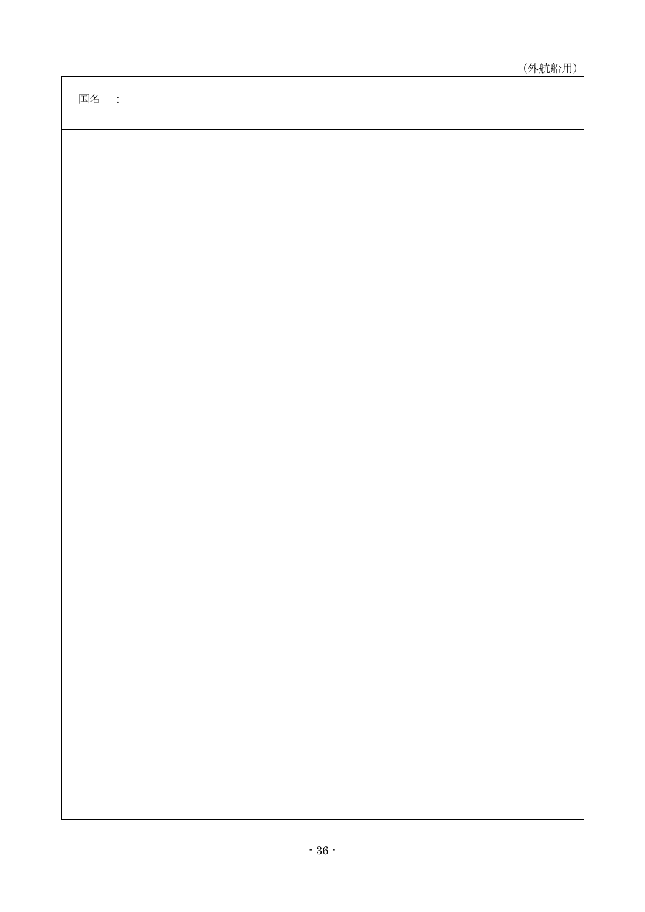（外航船用）

| 国名　： |
| --- |
| |